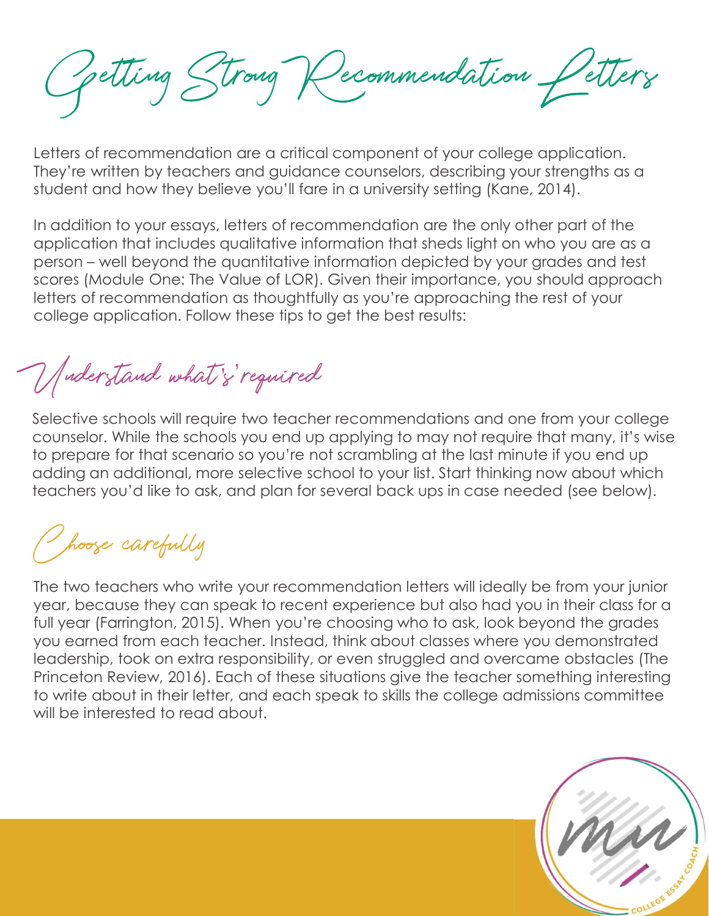# Getting Strong Recommendation Letters

Letters of recommendation are a critical component of your college application. They're written by teachers and guidance counselors, describing your strengths as a student and how they believe you'll fare in a university setting (Kane, 2014).

In addition to your essays, letters of recommendation are the only other part of the application that includes qualitative information that sheds light on who you are as a person – well beyond the quantitative information depicted by your grades and test scores (Module One: The Value of LOR). Given their importance, you should approach letters of recommendation as thoughtfully as you're approaching the rest of your college application. Follow these tips to get the best results:

## Understand what's required

Selective schools will require two teacher recommendations and one from your college counselor. While the schools you end up applying to may not require that many, it's wise to prepare for that scenario so you're not scrambling at the last minute if you end up adding an additional, more selective school to your list. Start thinking now about which teachers you'd like to ask, and plan for several back ups in case needed (see below).

## Choose carefully

The two teachers who write your recommendation letters will ideally be from your junior year, because they can speak to recent experience but also had you in their class for a full year (Farrington, 2015). When you're choosing who to ask, look beyond the grades you earned from each teacher. Instead, think about classes where you demonstrated leadership, took on extra responsibility, or even struggled and overcame obstacles (The Princeton Review, 2016). Each of these situations give the teacher something interesting to write about in their letter, and each speak to skills the college admissions committee will be interested to read about.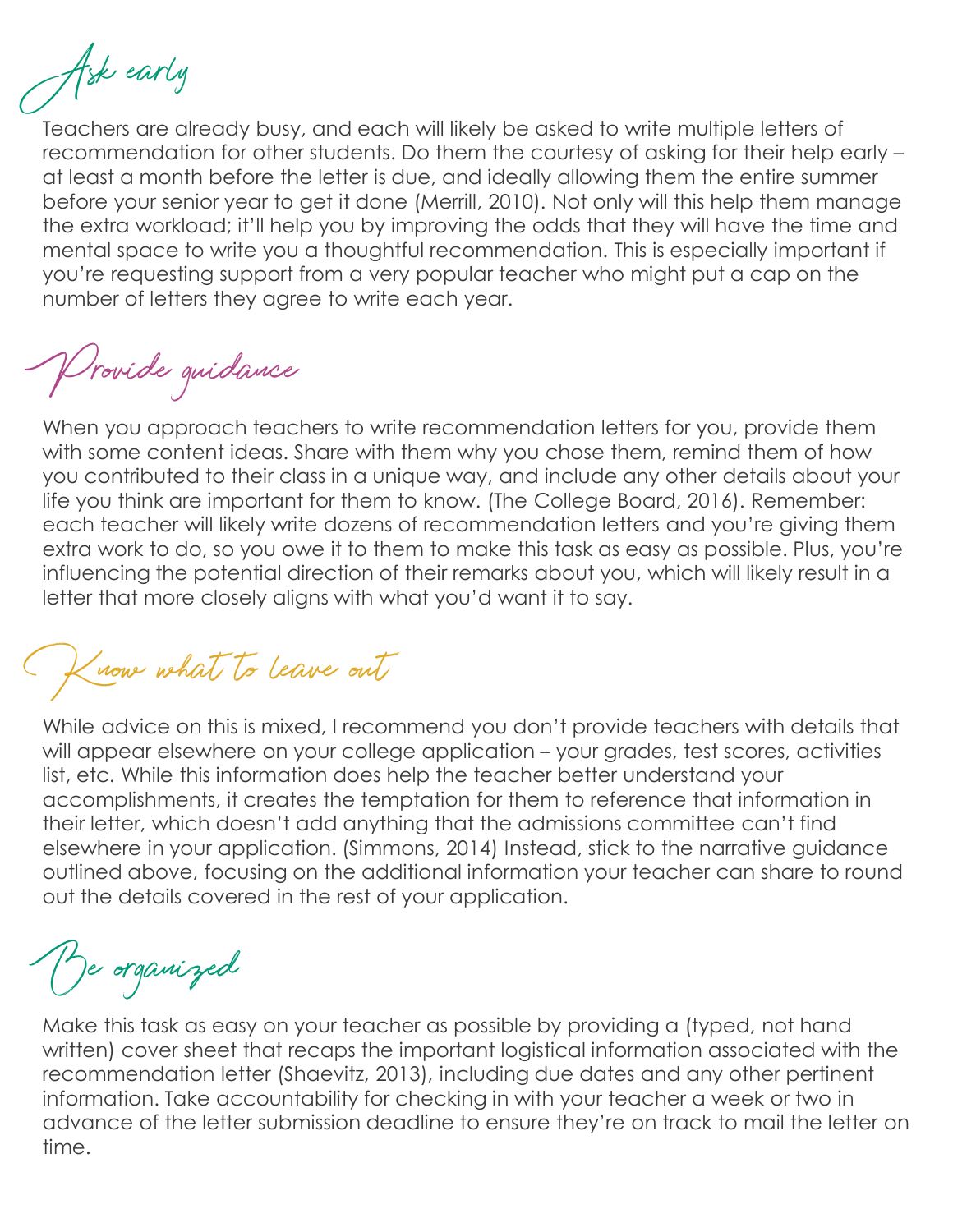## Ask early

Teachers are already busy, and each will likely be asked to write multiple letters of recommendation for other students. Do them the courtesy of asking for their help early – at least a month before the letter is due, and ideally allowing them the entire summer before your senior year to get it done (Merrill, 2010). Not only will this help them manage the extra workload; it'll help you by improving the odds that they will have the time and mental space to write you a thoughtful recommendation. This is especially important if you're requesting support from a very popular teacher who might put a cap on the number of letters they agree to write each year.

## Provide guidance

When you approach teachers to write recommendation letters for you, provide them with some content ideas. Share with them why you chose them, remind them of how you contributed to their class in a unique way, and include any other details about your life you think are important for them to know. (The College Board, 2016). Remember: each teacher will likely write dozens of recommendation letters and you're giving them extra work to do, so you owe it to them to make this task as easy as possible. Plus, you're influencing the potential direction of their remarks about you, which will likely result in a letter that more closely aligns with what you'd want it to say.

## Know what to leave out

While advice on this is mixed, I recommend you don't provide teachers with details that will appear elsewhere on your college application – your grades, test scores, activities list, etc. While this information does help the teacher better understand your accomplishments, it creates the temptation for them to reference that information in their letter, which doesn't add anything that the admissions committee can't find elsewhere in your application. (Simmons, 2014) Instead, stick to the narrative guidance outlined above, focusing on the additional information your teacher can share to round out the details covered in the rest of your application.

## Be organized

Make this task as easy on your teacher as possible by providing a (typed, not hand written) cover sheet that recaps the important logistical information associated with the recommendation letter (Shaevitz, 2013), including due dates and any other pertinent information. Take accountability for checking in with your teacher a week or two in advance of the letter submission deadline to ensure they're on track to mail the letter on time.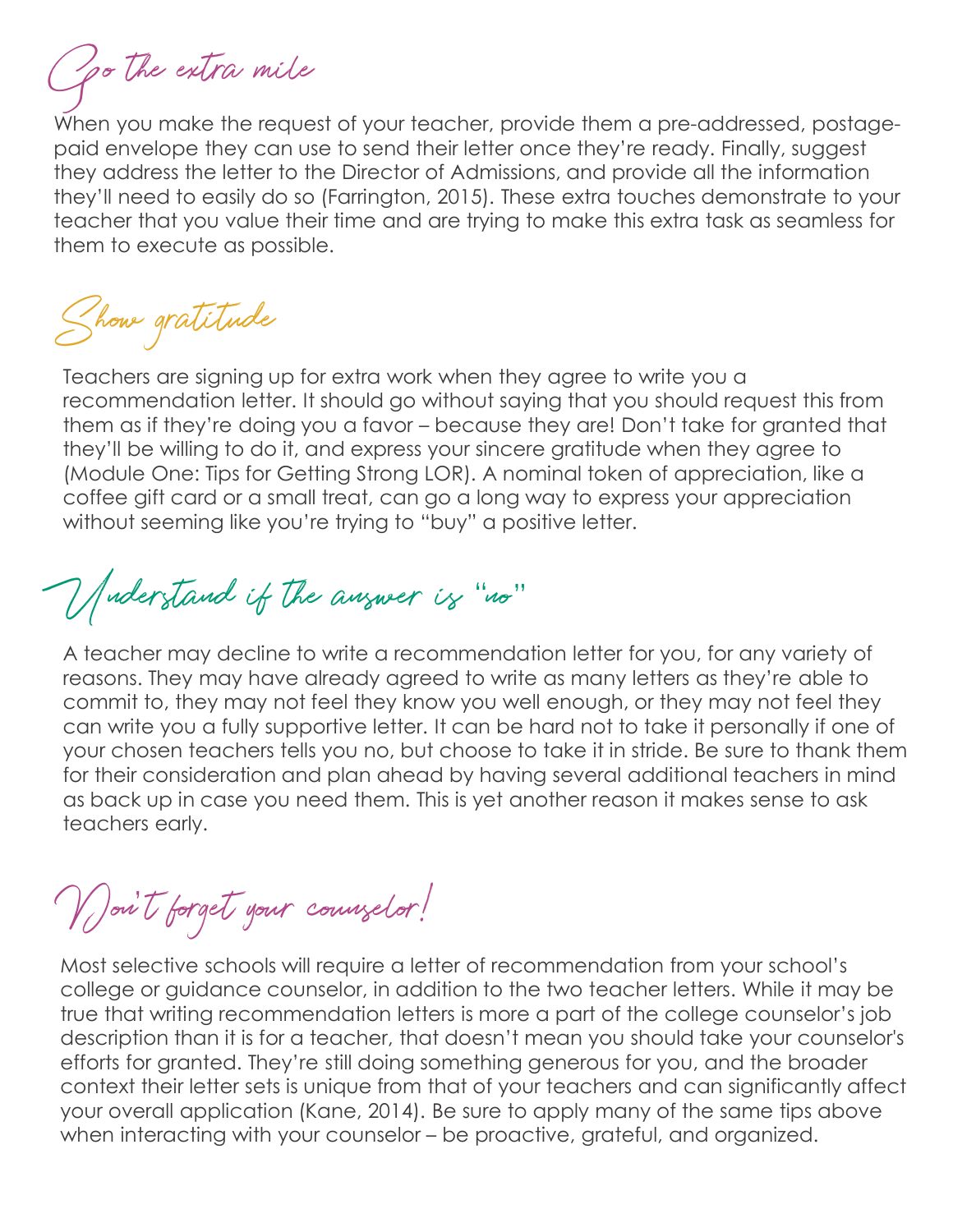## Go the extra mile

When you make the request of your teacher, provide them a pre-addressed, postage-paid envelope they can use to send their letter once they're ready. Finally, suggest they address the letter to the Director of Admissions, and provide all the information they'll need to easily do so (Farrington, 2015). These extra touches demonstrate to your teacher that you value their time and are trying to make this extra task as seamless for them to execute as possible.

## Show gratitude

Teachers are signing up for extra work when they agree to write you a recommendation letter. It should go without saying that you should request this from them as if they're doing you a favor – because they are! Don't take for granted that they'll be willing to do it, and express your sincere gratitude when they agree to (Module One: Tips for Getting Strong LOR). A nominal token of appreciation, like a coffee gift card or a small treat, can go a long way to express your appreciation without seeming like you're trying to "buy" a positive letter.

## Understand if the answer is "no"

A teacher may decline to write a recommendation letter for you, for any variety of reasons. They may have already agreed to write as many letters as they're able to commit to, they may not feel they know you well enough, or they may not feel they can write you a fully supportive letter. It can be hard not to take it personally if one of your chosen teachers tells you no, but choose to take it in stride. Be sure to thank them for their consideration and plan ahead by having several additional teachers in mind as back up in case you need them. This is yet another reason it makes sense to ask teachers early.

## Don't forget your counselor!

Most selective schools will require a letter of recommendation from your school's college or guidance counselor, in addition to the two teacher letters. While it may be true that writing recommendation letters is more a part of the college counselor's job description than it is for a teacher, that doesn't mean you should take your counselor's efforts for granted. They're still doing something generous for you, and the broader context their letter sets is unique from that of your teachers and can significantly affect your overall application (Kane, 2014). Be sure to apply many of the same tips above when interacting with your counselor – be proactive, grateful, and organized.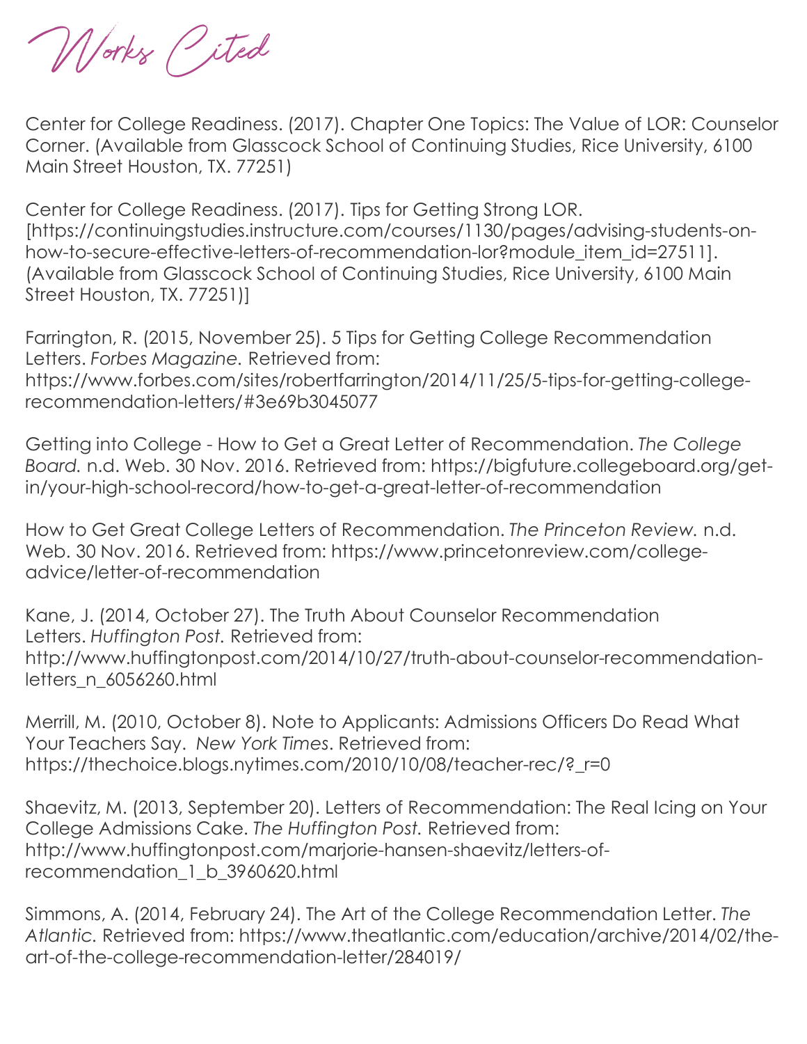# Works Cited

Center for College Readiness. (2017). Chapter One Topics: The Value of LOR: Counselor Corner. (Available from Glasscock School of Continuing Studies, Rice University, 6100 Main Street Houston, TX. 77251)

Center for College Readiness. (2017). Tips for Getting Strong LOR. [https://continuingstudies.instructure.com/courses/1130/pages/advising-students-on-how-to-secure-effective-letters-of-recommendation-lor?module_item_id=27511]. (Available from Glasscock School of Continuing Studies, Rice University, 6100 Main Street Houston, TX. 77251)]

Farrington, R. (2015, November 25). 5 Tips for Getting College Recommendation Letters. *Forbes Magazine.* Retrieved from: https://www.forbes.com/sites/robertfarrington/2014/11/25/5-tips-for-getting-college-recommendation-letters/#3e69b3045077

Getting into College - How to Get a Great Letter of Recommendation. *The College Board.* n.d. Web. 30 Nov. 2016. Retrieved from: https://bigfuture.collegeboard.org/get-in/your-high-school-record/how-to-get-a-great-letter-of-recommendation

How to Get Great College Letters of Recommendation. *The Princeton Review.* n.d. Web. 30 Nov. 2016. Retrieved from: https://www.princetonreview.com/college-advice/letter-of-recommendation

Kane, J. (2014, October 27). The Truth About Counselor Recommendation Letters. *Huffington Post.* Retrieved from: http://www.huffingtonpost.com/2014/10/27/truth-about-counselor-recommendation-letters_n_6056260.html

Merrill, M. (2010, October 8). Note to Applicants: Admissions Officers Do Read What Your Teachers Say. *New York Times*. Retrieved from: https://thechoice.blogs.nytimes.com/2010/10/08/teacher-rec/?_r=0

Shaevitz, M. (2013, September 20). Letters of Recommendation: The Real Icing on Your College Admissions Cake. *The Huffington Post.* Retrieved from: http://www.huffingtonpost.com/marjorie-hansen-shaevitz/letters-of-recommendation_1_b_3960620.html

Simmons, A. (2014, February 24). The Art of the College Recommendation Letter. *The Atlantic.* Retrieved from: https://www.theatlantic.com/education/archive/2014/02/the-art-of-the-college-recommendation-letter/284019/